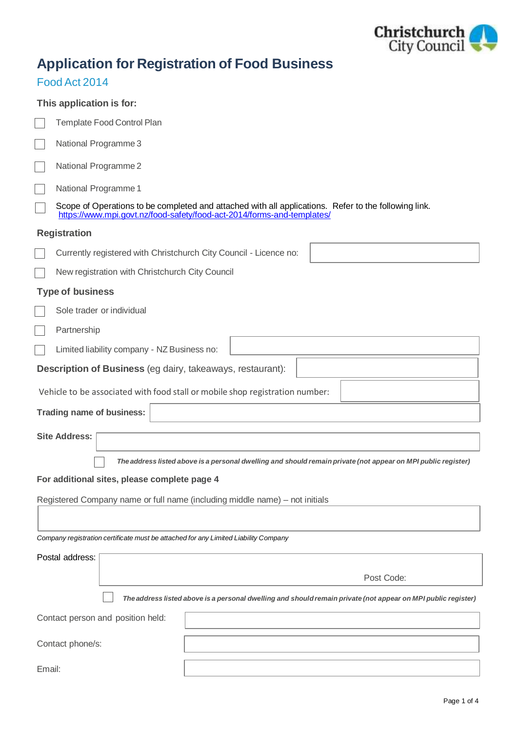# Application for Registration of Food Business

## Food Act 2014

### This application is for:

- [ ] Template Food Control Plan
- [ ] National Programme 3
- [ ] National Programme 2
- [ ] National Programme 1
- [ ] Scope of Operations to be completed and attached with all applications. Refer to the following link. https://www.mpi.govt.nz/food-safety/food-act-2014/forms-and-templates/

### Registration

- [ ] Currently registered with Christchurch City Council - Licence no:
- [ ] New registration with Christchurch City Council

### Type of business

- [ ] Sole trader or individual
- [ ] Partnership
- [ ] Limited liability company - NZ Business no:

**Description of Business** (eg dairy, takeaways, restaurant):

Vehicle to be associated with food stall or mobile shop registration number:

**Trading name of business:**

**Site Address:**

- [ ] ***The address listed above is a personal dwelling and should remain private (not appear on MPI public register)***

**For additional sites, please complete page 4**

Registered Company name or full name (including middle name) – not initials

*Company registration certificate must be attached for any Limited Liability Company*

Postal address:

Post Code:

- [ ] ***The address listed above is a personal dwelling and should remain private (not appear on MPI public register)***

Contact person and position held:

Contact phone/s:

Email: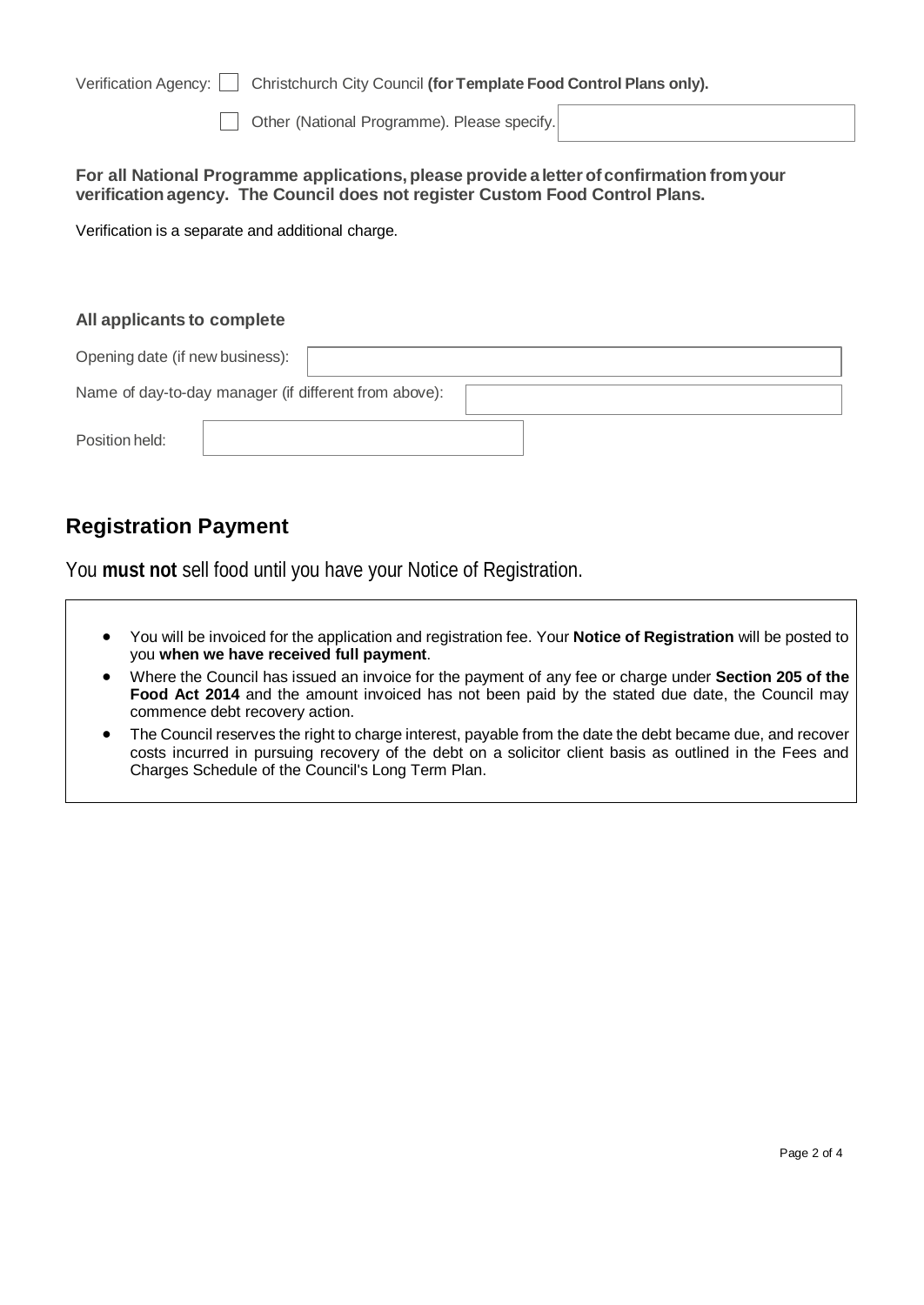Verification Agency: ☐ Christchurch City Council **(for Template Food Control Plans only).**

☐ Other (National Programme). Please specify.

**For all National Programme applications, please provide a letter of confirmation from your verification agency. The Council does not register Custom Food Control Plans.**

Verification is a separate and additional charge.

**All applicants to complete**

Opening date (if new business):

Name of day-to-day manager (if different from above):

Position held:

## Registration Payment

You **must not** sell food until you have your Notice of Registration.

- You will be invoiced for the application and registration fee. Your **Notice of Registration** will be posted to you **when we have received full payment**.
- Where the Council has issued an invoice for the payment of any fee or charge under **Section 205 of the Food Act 2014** and the amount invoiced has not been paid by the stated due date, the Council may commence debt recovery action.
- The Council reserves the right to charge interest, payable from the date the debt became due, and recover costs incurred in pursuing recovery of the debt on a solicitor client basis as outlined in the Fees and Charges Schedule of the Council's Long Term Plan.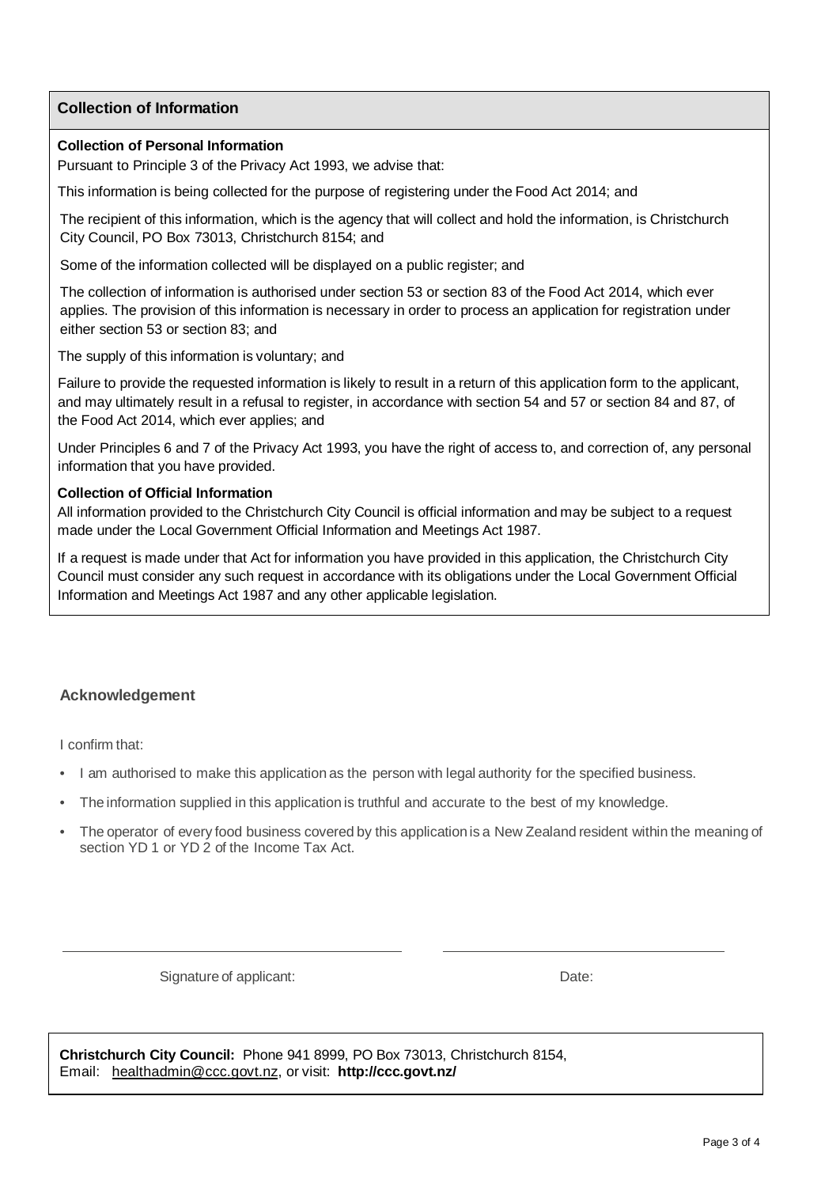## Collection of Information

**Collection of Personal Information**

Pursuant to Principle 3 of the Privacy Act 1993, we advise that:

This information is being collected for the purpose of registering under the Food Act 2014; and

The recipient of this information, which is the agency that will collect and hold the information, is Christchurch City Council, PO Box 73013, Christchurch 8154; and

Some of the information collected will be displayed on a public register; and

The collection of information is authorised under section 53 or section 83 of the Food Act 2014, which ever applies. The provision of this information is necessary in order to process an application for registration under either section 53 or section 83; and

The supply of this information is voluntary; and

Failure to provide the requested information is likely to result in a return of this application form to the applicant, and may ultimately result in a refusal to register, in accordance with section 54 and 57 or section 84 and 87, of the Food Act 2014, which ever applies; and

Under Principles 6 and 7 of the Privacy Act 1993, you have the right of access to, and correction of, any personal information that you have provided.

**Collection of Official Information**

All information provided to the Christchurch City Council is official information and may be subject to a request made under the Local Government Official Information and Meetings Act 1987.

If a request is made under that Act for information you have provided in this application, the Christchurch City Council must consider any such request in accordance with its obligations under the Local Government Official Information and Meetings Act 1987 and any other applicable legislation.

## Acknowledgement

I confirm that:

- I am authorised to make this application as the person with legal authority for the specified business.
- The information supplied in this application is truthful and accurate to the best of my knowledge.
- The operator of every food business covered by this application is a New Zealand resident within the meaning of section YD 1 or YD 2 of the Income Tax Act.

Signature of applicant: ______________________ Date: ______________________

**Christchurch City Council:** Phone 941 8999, PO Box 73013, Christchurch 8154,
Email: healthadmin@ccc.govt.nz, or visit: **http://ccc.govt.nz/**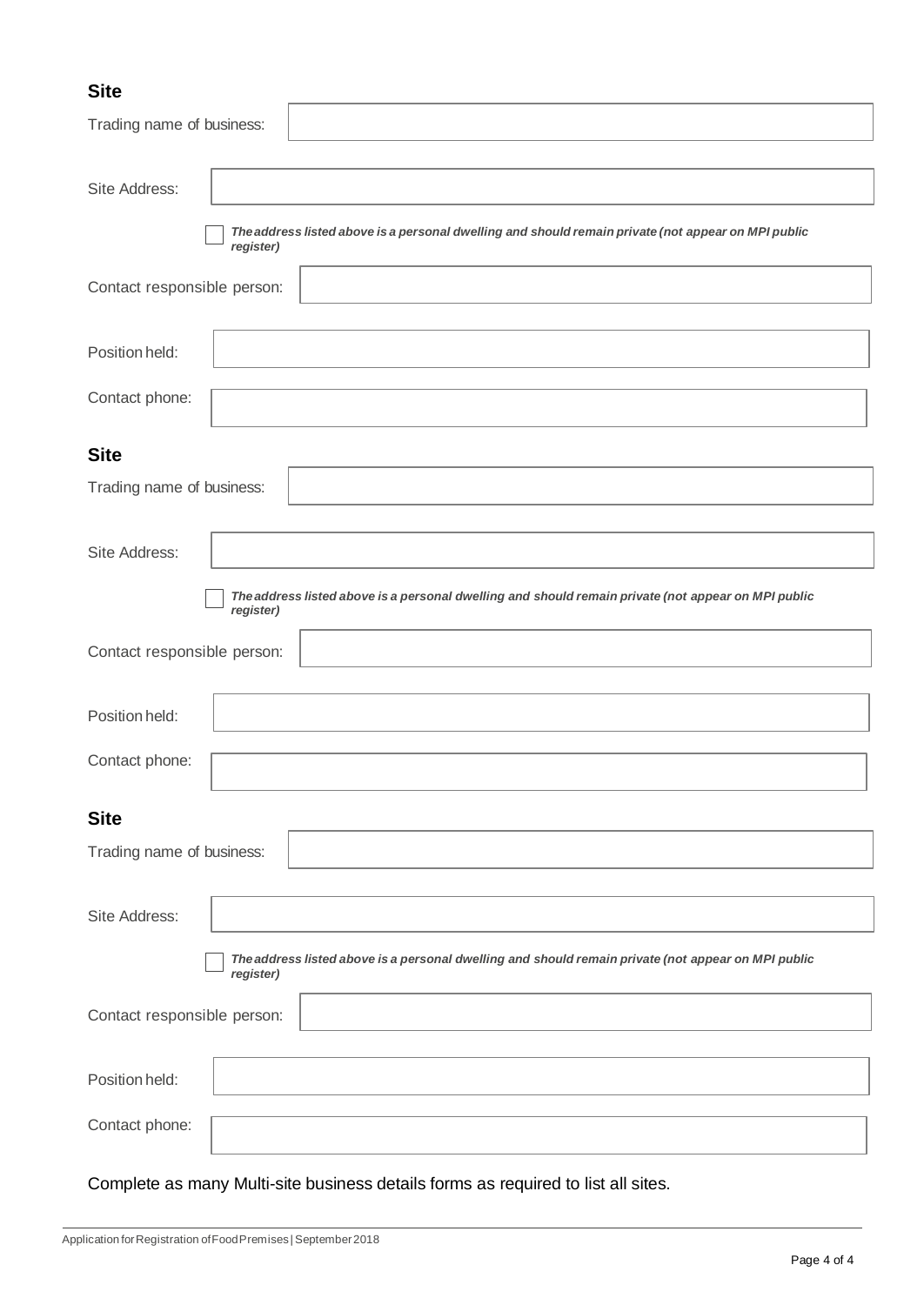## Site

Trading name of business:

Site Address:

☐ *The address listed above is a personal dwelling and should remain private (not appear on MPI public register)*

Contact responsible person:

Position held:

Contact phone:

## Site

Trading name of business:

Site Address:

☐ *The address listed above is a personal dwelling and should remain private (not appear on MPI public register)*

Contact responsible person:

Position held:

Contact phone:

## Site

Trading name of business:

Site Address:

☐ *The address listed above is a personal dwelling and should remain private (not appear on MPI public register)*

Contact responsible person:

Position held:

Contact phone:

Complete as many Multi-site business details forms as required to list all sites.